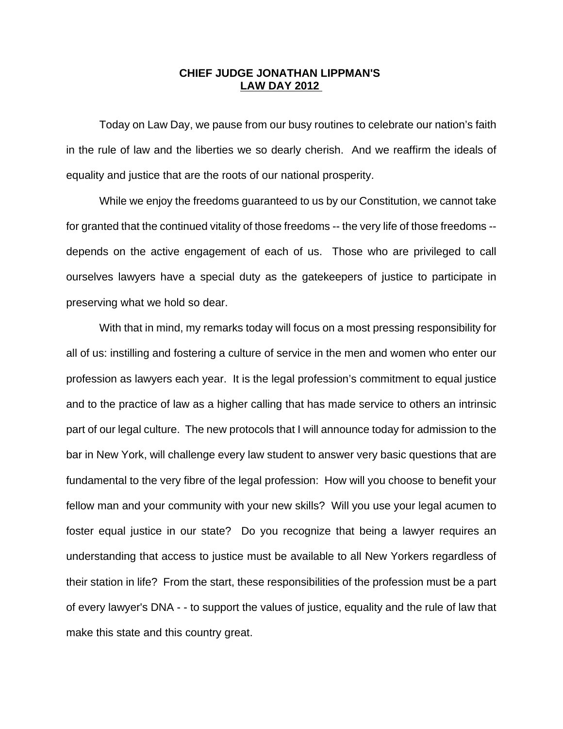# CHIEF JUDGE JONATHAN LIPPMAN'S
## LAW DAY 2012

Today on Law Day, we pause from our busy routines to celebrate our nation's faith in the rule of law and the liberties we so dearly cherish. And we reaffirm the ideals of equality and justice that are the roots of our national prosperity.

While we enjoy the freedoms guaranteed to us by our Constitution, we cannot take for granted that the continued vitality of those freedoms -- the very life of those freedoms -- depends on the active engagement of each of us. Those who are privileged to call ourselves lawyers have a special duty as the gatekeepers of justice to participate in preserving what we hold so dear.

With that in mind, my remarks today will focus on a most pressing responsibility for all of us: instilling and fostering a culture of service in the men and women who enter our profession as lawyers each year. It is the legal profession's commitment to equal justice and to the practice of law as a higher calling that has made service to others an intrinsic part of our legal culture. The new protocols that I will announce today for admission to the bar in New York, will challenge every law student to answer very basic questions that are fundamental to the very fibre of the legal profession: How will you choose to benefit your fellow man and your community with your new skills? Will you use your legal acumen to foster equal justice in our state? Do you recognize that being a lawyer requires an understanding that access to justice must be available to all New Yorkers regardless of their station in life? From the start, these responsibilities of the profession must be a part of every lawyer's DNA - - to support the values of justice, equality and the rule of law that make this state and this country great.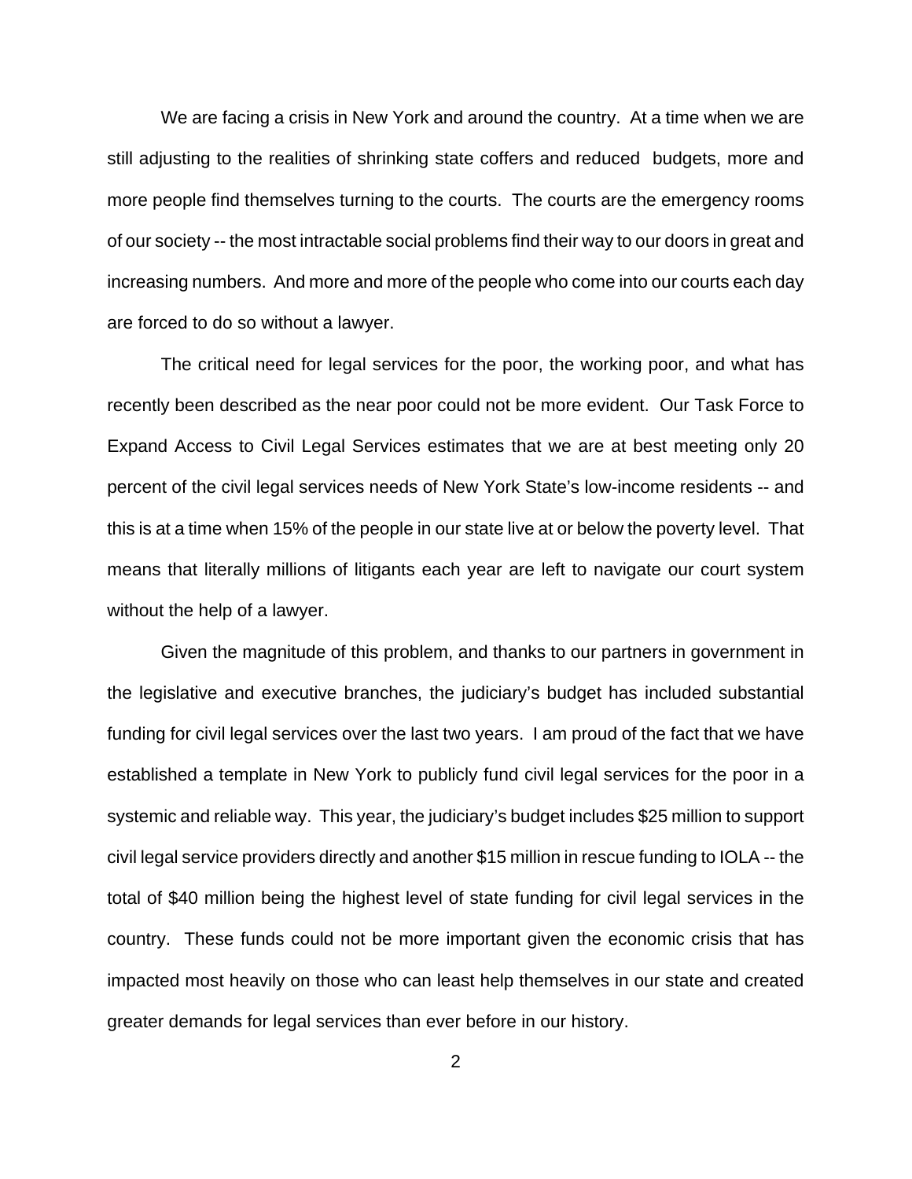We are facing a crisis in New York and around the country. At a time when we are still adjusting to the realities of shrinking state coffers and reduced budgets, more and more people find themselves turning to the courts. The courts are the emergency rooms of our society -- the most intractable social problems find their way to our doors in great and increasing numbers. And more and more of the people who come into our courts each day are forced to do so without a lawyer.

The critical need for legal services for the poor, the working poor, and what has recently been described as the near poor could not be more evident. Our Task Force to Expand Access to Civil Legal Services estimates that we are at best meeting only 20 percent of the civil legal services needs of New York State's low-income residents -- and this is at a time when 15% of the people in our state live at or below the poverty level. That means that literally millions of litigants each year are left to navigate our court system without the help of a lawyer.

Given the magnitude of this problem, and thanks to our partners in government in the legislative and executive branches, the judiciary's budget has included substantial funding for civil legal services over the last two years. I am proud of the fact that we have established a template in New York to publicly fund civil legal services for the poor in a systemic and reliable way. This year, the judiciary's budget includes $25 million to support civil legal service providers directly and another $15 million in rescue funding to IOLA -- the total of $40 million being the highest level of state funding for civil legal services in the country. These funds could not be more important given the economic crisis that has impacted most heavily on those who can least help themselves in our state and created greater demands for legal services than ever before in our history.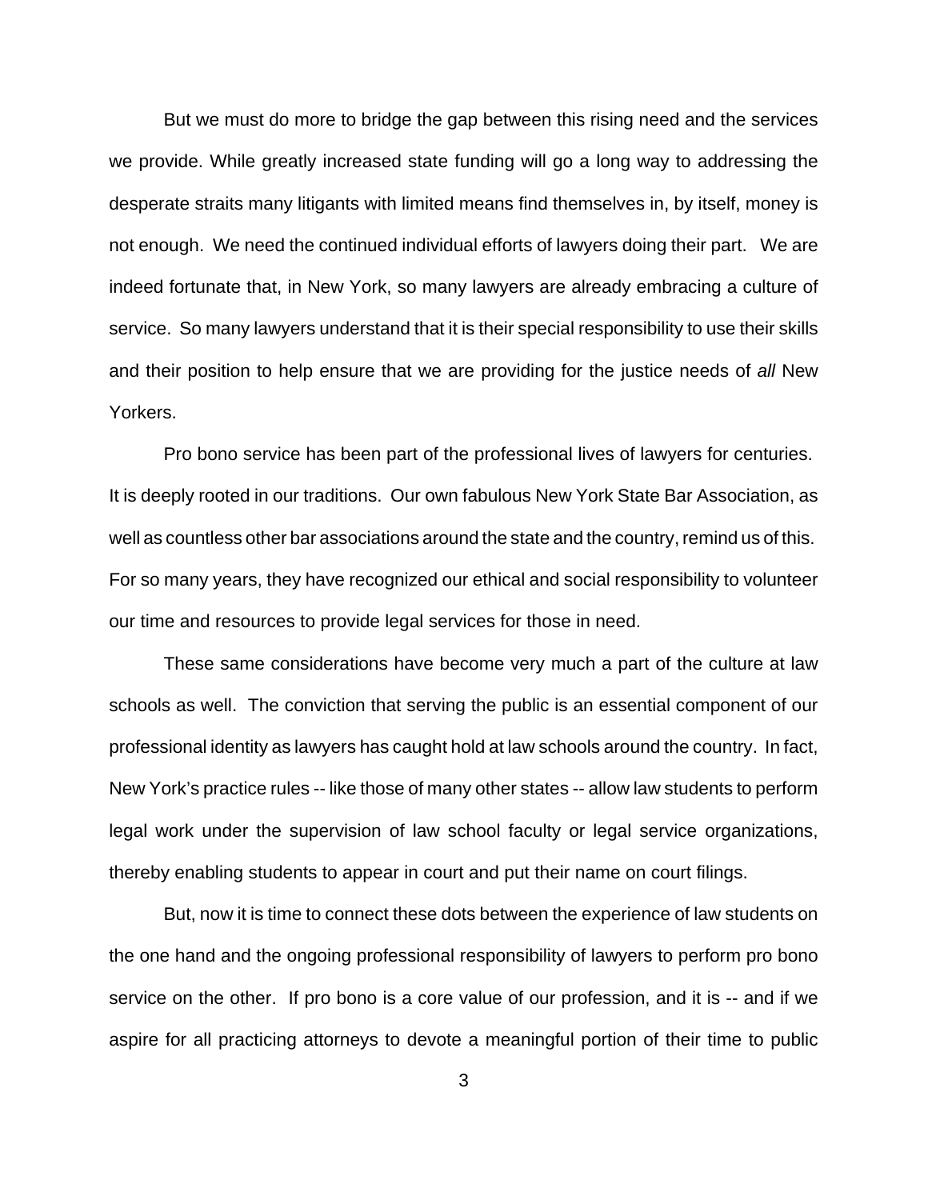But we must do more to bridge the gap between this rising need and the services we provide. While greatly increased state funding will go a long way to addressing the desperate straits many litigants with limited means find themselves in, by itself, money is not enough. We need the continued individual efforts of lawyers doing their part. We are indeed fortunate that, in New York, so many lawyers are already embracing a culture of service. So many lawyers understand that it is their special responsibility to use their skills and their position to help ensure that we are providing for the justice needs of *all* New Yorkers.

Pro bono service has been part of the professional lives of lawyers for centuries. It is deeply rooted in our traditions. Our own fabulous New York State Bar Association, as well as countless other bar associations around the state and the country, remind us of this. For so many years, they have recognized our ethical and social responsibility to volunteer our time and resources to provide legal services for those in need.

These same considerations have become very much a part of the culture at law schools as well. The conviction that serving the public is an essential component of our professional identity as lawyers has caught hold at law schools around the country. In fact, New York's practice rules -- like those of many other states -- allow law students to perform legal work under the supervision of law school faculty or legal service organizations, thereby enabling students to appear in court and put their name on court filings.

But, now it is time to connect these dots between the experience of law students on the one hand and the ongoing professional responsibility of lawyers to perform pro bono service on the other. If pro bono is a core value of our profession, and it is -- and if we aspire for all practicing attorneys to devote a meaningful portion of their time to public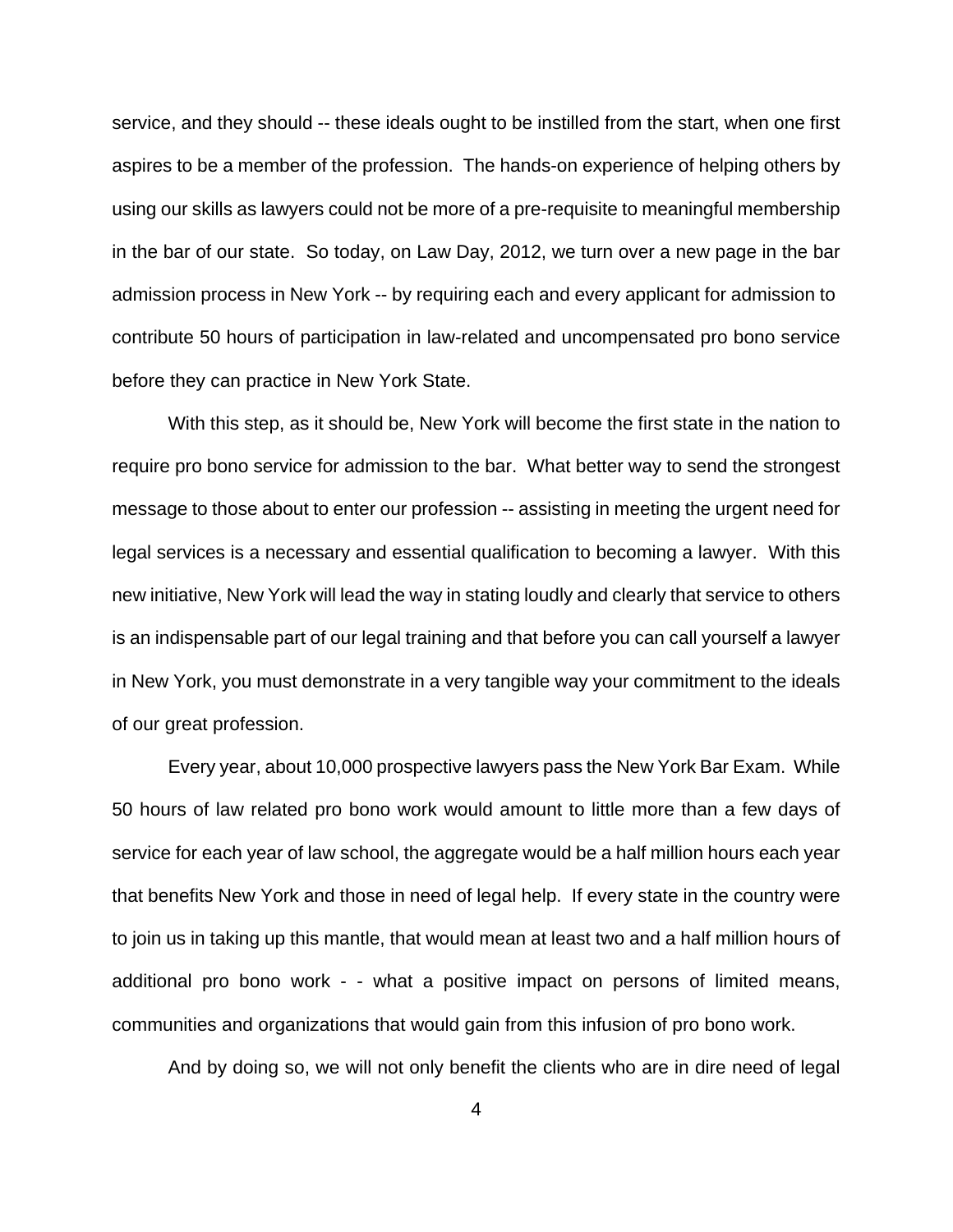service, and they should -- these ideals ought to be instilled from the start, when one first aspires to be a member of the profession. The hands-on experience of helping others by using our skills as lawyers could not be more of a pre-requisite to meaningful membership in the bar of our state. So today, on Law Day, 2012, we turn over a new page in the bar admission process in New York -- by requiring each and every applicant for admission to contribute 50 hours of participation in law-related and uncompensated pro bono service before they can practice in New York State.

With this step, as it should be, New York will become the first state in the nation to require pro bono service for admission to the bar. What better way to send the strongest message to those about to enter our profession -- assisting in meeting the urgent need for legal services is a necessary and essential qualification to becoming a lawyer. With this new initiative, New York will lead the way in stating loudly and clearly that service to others is an indispensable part of our legal training and that before you can call yourself a lawyer in New York, you must demonstrate in a very tangible way your commitment to the ideals of our great profession.

Every year, about 10,000 prospective lawyers pass the New York Bar Exam. While 50 hours of law related pro bono work would amount to little more than a few days of service for each year of law school, the aggregate would be a half million hours each year that benefits New York and those in need of legal help. If every state in the country were to join us in taking up this mantle, that would mean at least two and a half million hours of additional pro bono work - - what a positive impact on persons of limited means, communities and organizations that would gain from this infusion of pro bono work.

And by doing so, we will not only benefit the clients who are in dire need of legal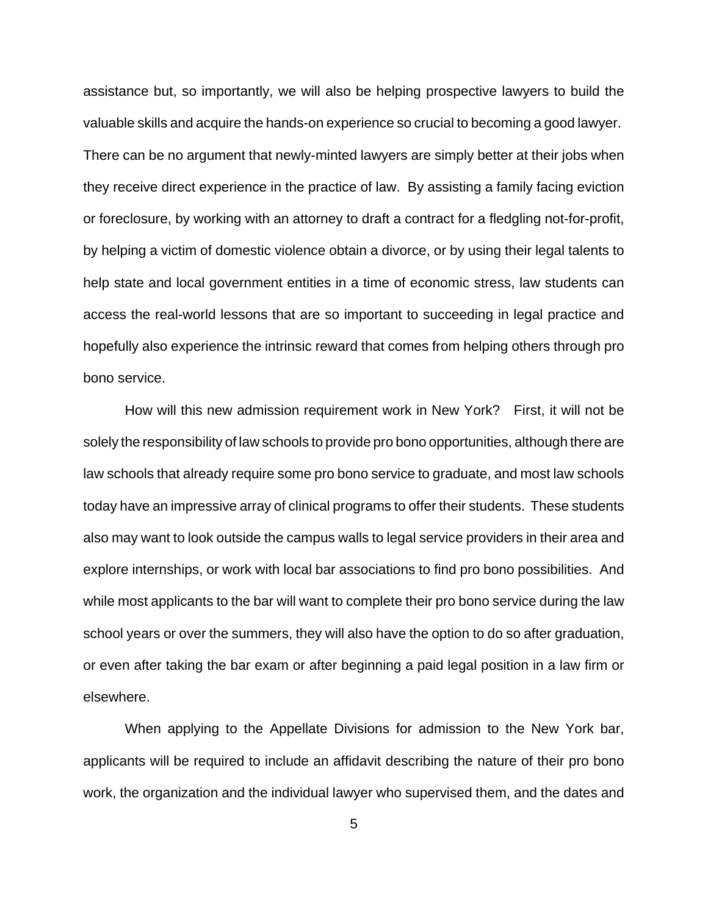assistance but, so importantly, we will also be helping prospective lawyers to build the valuable skills and acquire the hands-on experience so crucial to becoming a good lawyer. There can be no argument that newly-minted lawyers are simply better at their jobs when they receive direct experience in the practice of law. By assisting a family facing eviction or foreclosure, by working with an attorney to draft a contract for a fledgling not-for-profit, by helping a victim of domestic violence obtain a divorce, or by using their legal talents to help state and local government entities in a time of economic stress, law students can access the real-world lessons that are so important to succeeding in legal practice and hopefully also experience the intrinsic reward that comes from helping others through pro bono service.

How will this new admission requirement work in New York? First, it will not be solely the responsibility of law schools to provide pro bono opportunities, although there are law schools that already require some pro bono service to graduate, and most law schools today have an impressive array of clinical programs to offer their students. These students also may want to look outside the campus walls to legal service providers in their area and explore internships, or work with local bar associations to find pro bono possibilities. And while most applicants to the bar will want to complete their pro bono service during the law school years or over the summers, they will also have the option to do so after graduation, or even after taking the bar exam or after beginning a paid legal position in a law firm or elsewhere.

When applying to the Appellate Divisions for admission to the New York bar, applicants will be required to include an affidavit describing the nature of their pro bono work, the organization and the individual lawyer who supervised them, and the dates and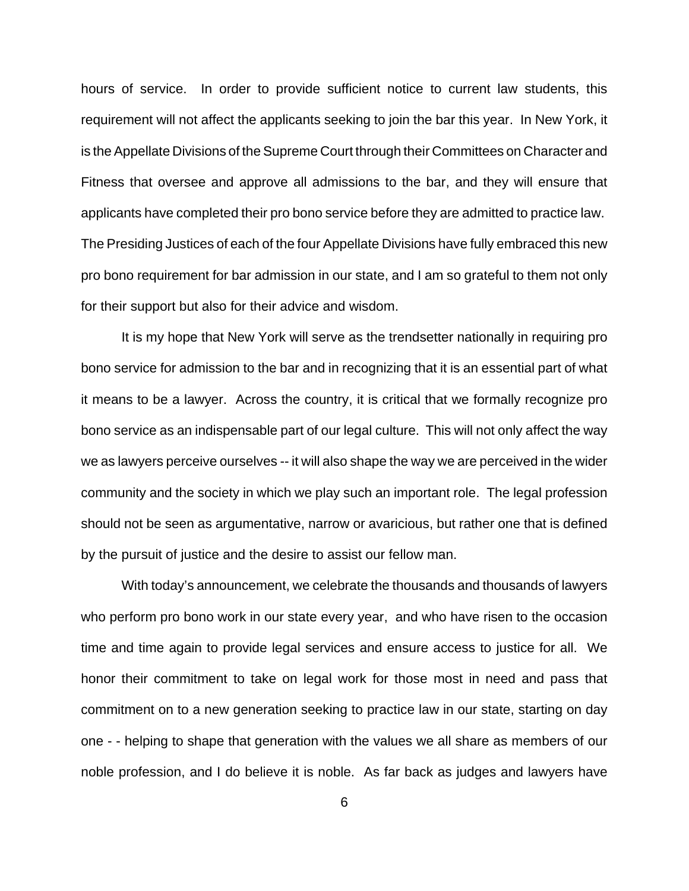hours of service. In order to provide sufficient notice to current law students, this requirement will not affect the applicants seeking to join the bar this year. In New York, it is the Appellate Divisions of the Supreme Court through their Committees on Character and Fitness that oversee and approve all admissions to the bar, and they will ensure that applicants have completed their pro bono service before they are admitted to practice law. The Presiding Justices of each of the four Appellate Divisions have fully embraced this new pro bono requirement for bar admission in our state, and I am so grateful to them not only for their support but also for their advice and wisdom.

It is my hope that New York will serve as the trendsetter nationally in requiring pro bono service for admission to the bar and in recognizing that it is an essential part of what it means to be a lawyer. Across the country, it is critical that we formally recognize pro bono service as an indispensable part of our legal culture. This will not only affect the way we as lawyers perceive ourselves -- it will also shape the way we are perceived in the wider community and the society in which we play such an important role. The legal profession should not be seen as argumentative, narrow or avaricious, but rather one that is defined by the pursuit of justice and the desire to assist our fellow man.

With today's announcement, we celebrate the thousands and thousands of lawyers who perform pro bono work in our state every year, and who have risen to the occasion time and time again to provide legal services and ensure access to justice for all. We honor their commitment to take on legal work for those most in need and pass that commitment on to a new generation seeking to practice law in our state, starting on day one - - helping to shape that generation with the values we all share as members of our noble profession, and I do believe it is noble. As far back as judges and lawyers have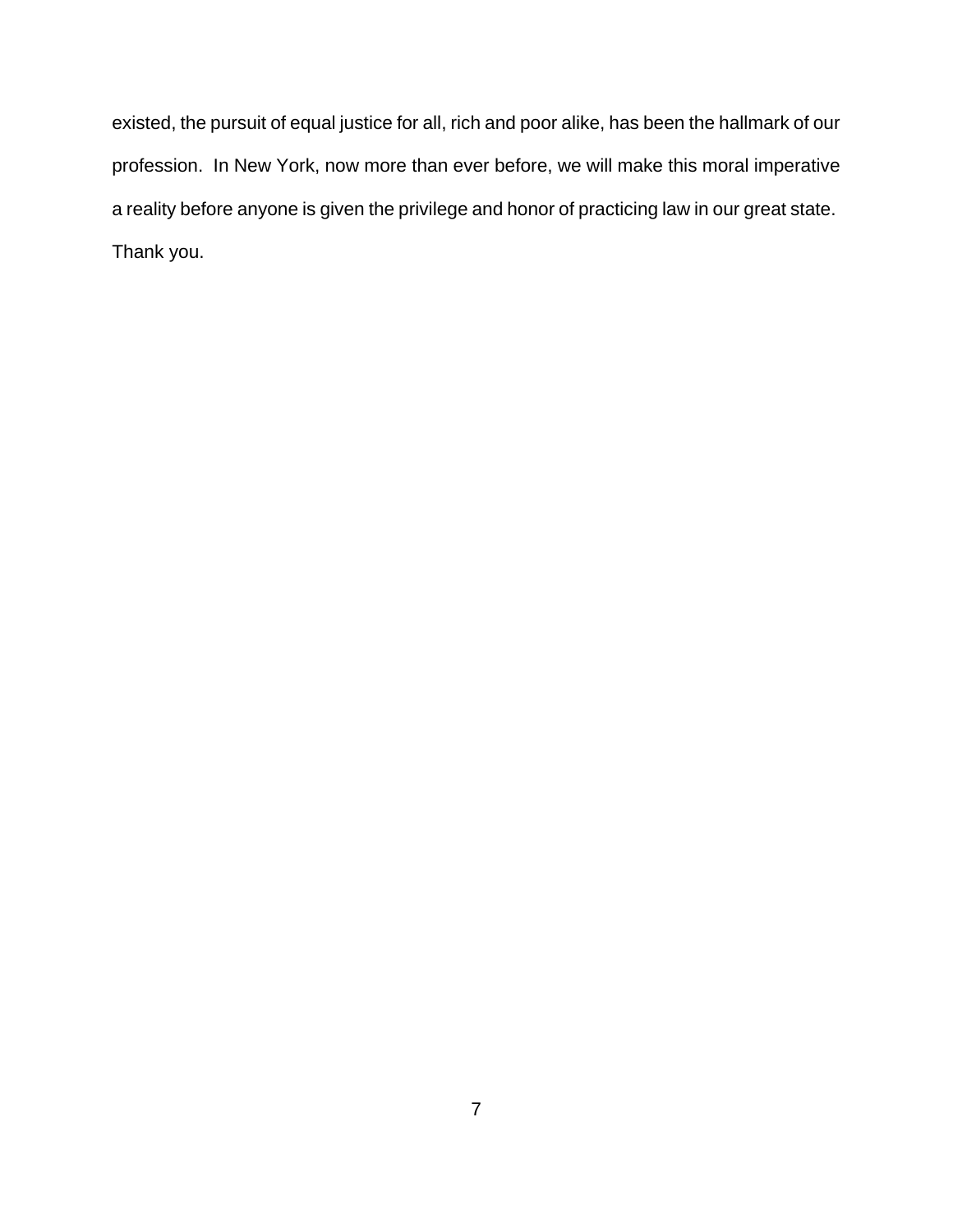existed, the pursuit of equal justice for all, rich and poor alike, has been the hallmark of our profession. In New York, now more than ever before, we will make this moral imperative a reality before anyone is given the privilege and honor of practicing law in our great state.

Thank you.